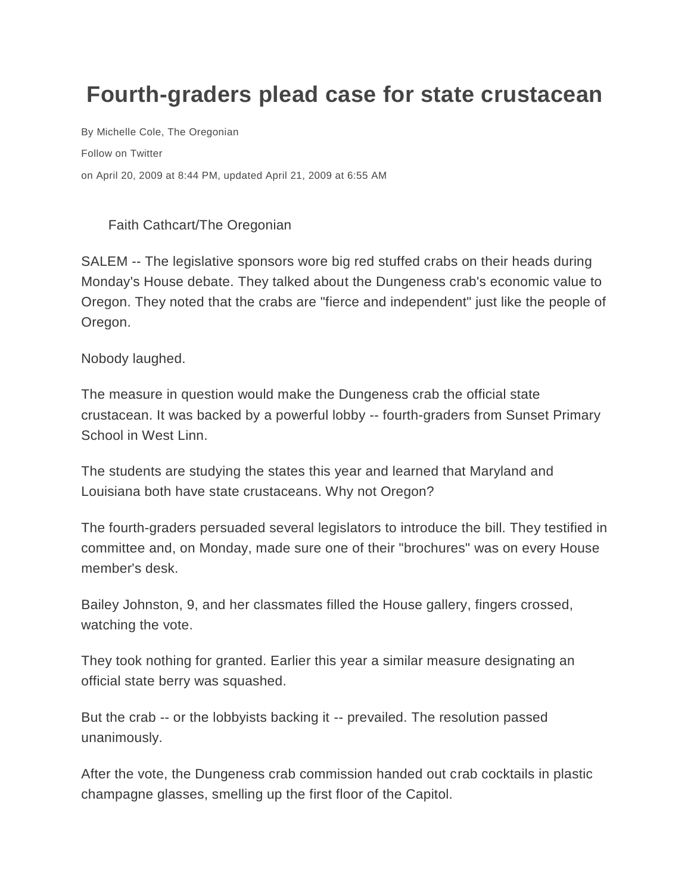# Fourth-graders plead case for state crustacean

By Michelle Cole, The Oregonian

Follow on Twitter

on April 20, 2009 at 8:44 PM, updated April 21, 2009 at 6:55 AM

Faith Cathcart/The Oregonian

SALEM -- The legislative sponsors wore big red stuffed crabs on their heads during Monday's House debate. They talked about the Dungeness crab's economic value to Oregon. They noted that the crabs are "fierce and independent" just like the people of Oregon.

Nobody laughed.

The measure in question would make the Dungeness crab the official state crustacean. It was backed by a powerful lobby -- fourth-graders from Sunset Primary School in West Linn.

The students are studying the states this year and learned that Maryland and Louisiana both have state crustaceans. Why not Oregon?

The fourth-graders persuaded several legislators to introduce the bill. They testified in committee and, on Monday, made sure one of their "brochures" was on every House member's desk.

Bailey Johnston, 9, and her classmates filled the House gallery, fingers crossed, watching the vote.

They took nothing for granted. Earlier this year a similar measure designating an official state berry was squashed.

But the crab -- or the lobbyists backing it -- prevailed. The resolution passed unanimously.

After the vote, the Dungeness crab commission handed out crab cocktails in plastic champagne glasses, smelling up the first floor of the Capitol.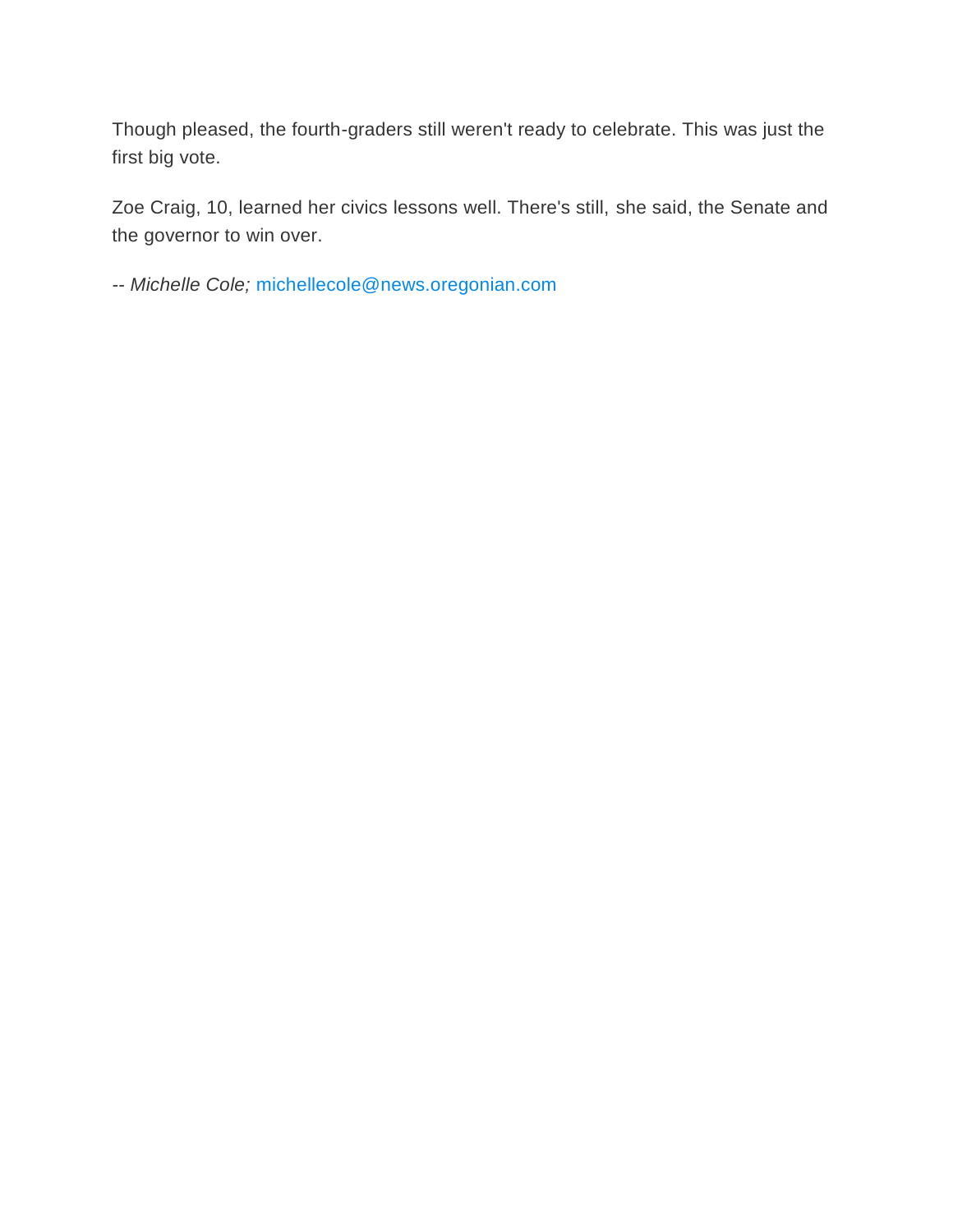Though pleased, the fourth-graders still weren't ready to celebrate. This was just the first big vote.

Zoe Craig, 10, learned her civics lessons well. There's still, she said, the Senate and the governor to win over.

*-- Michelle Cole;* michellecole@news.oregonian.com